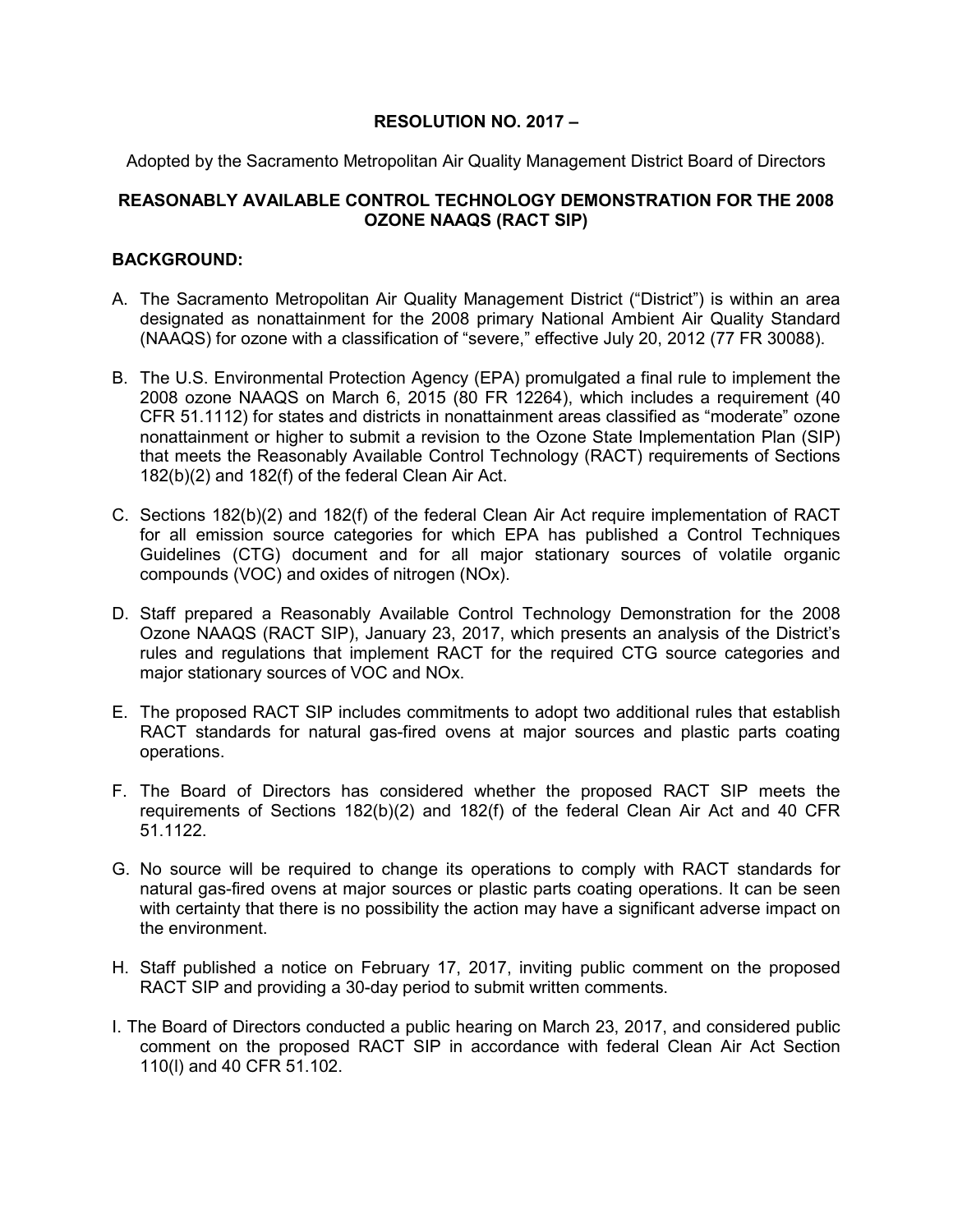**RESOLUTION NO. 2017 –**

Adopted by the Sacramento Metropolitan Air Quality Management District Board of Directors

**REASONABLY AVAILABLE CONTROL TECHNOLOGY DEMONSTRATION FOR THE 2008 OZONE NAAQS (RACT SIP)**

**BACKGROUND:**

A. The Sacramento Metropolitan Air Quality Management District ("District") is within an area designated as nonattainment for the 2008 primary National Ambient Air Quality Standard (NAAQS) for ozone with a classification of "severe," effective July 20, 2012 (77 FR 30088).

B. The U.S. Environmental Protection Agency (EPA) promulgated a final rule to implement the 2008 ozone NAAQS on March 6, 2015 (80 FR 12264), which includes a requirement (40 CFR 51.1112) for states and districts in nonattainment areas classified as "moderate" ozone nonattainment or higher to submit a revision to the Ozone State Implementation Plan (SIP) that meets the Reasonably Available Control Technology (RACT) requirements of Sections 182(b)(2) and 182(f) of the federal Clean Air Act.

C. Sections 182(b)(2) and 182(f) of the federal Clean Air Act require implementation of RACT for all emission source categories for which EPA has published a Control Techniques Guidelines (CTG) document and for all major stationary sources of volatile organic compounds (VOC) and oxides of nitrogen (NOx).

D. Staff prepared a Reasonably Available Control Technology Demonstration for the 2008 Ozone NAAQS (RACT SIP), January 23, 2017, which presents an analysis of the District's rules and regulations that implement RACT for the required CTG source categories and major stationary sources of VOC and NOx.

E. The proposed RACT SIP includes commitments to adopt two additional rules that establish RACT standards for natural gas-fired ovens at major sources and plastic parts coating operations.

F. The Board of Directors has considered whether the proposed RACT SIP meets the requirements of Sections 182(b)(2) and 182(f) of the federal Clean Air Act and 40 CFR 51.1122.

G. No source will be required to change its operations to comply with RACT standards for natural gas-fired ovens at major sources or plastic parts coating operations. It can be seen with certainty that there is no possibility the action may have a significant adverse impact on the environment.

H. Staff published a notice on February 17, 2017, inviting public comment on the proposed RACT SIP and providing a 30-day period to submit written comments.

I. The Board of Directors conducted a public hearing on March 23, 2017, and considered public comment on the proposed RACT SIP in accordance with federal Clean Air Act Section 110(l) and 40 CFR 51.102.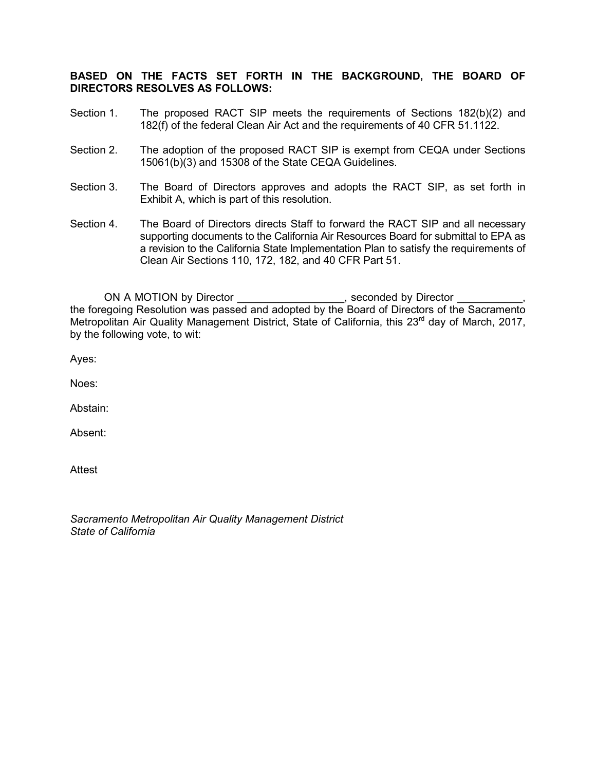**BASED ON THE FACTS SET FORTH IN THE BACKGROUND, THE BOARD OF DIRECTORS RESOLVES AS FOLLOWS:**

Section 1. The proposed RACT SIP meets the requirements of Sections 182(b)(2) and 182(f) of the federal Clean Air Act and the requirements of 40 CFR 51.1122.

Section 2. The adoption of the proposed RACT SIP is exempt from CEQA under Sections 15061(b)(3) and 15308 of the State CEQA Guidelines.

Section 3. The Board of Directors approves and adopts the RACT SIP, as set forth in Exhibit A, which is part of this resolution.

Section 4. The Board of Directors directs Staff to forward the RACT SIP and all necessary supporting documents to the California Air Resources Board for submittal to EPA as a revision to the California State Implementation Plan to satisfy the requirements of Clean Air Sections 110, 172, 182, and 40 CFR Part 51.

ON A MOTION by Director __________________, seconded by Director ___________, the foregoing Resolution was passed and adopted by the Board of Directors of the Sacramento Metropolitan Air Quality Management District, State of California, this 23rd day of March, 2017, by the following vote, to wit:

Ayes:

Noes:

Abstain:

Absent:

Attest

*Sacramento Metropolitan Air Quality Management District*
*State of California*